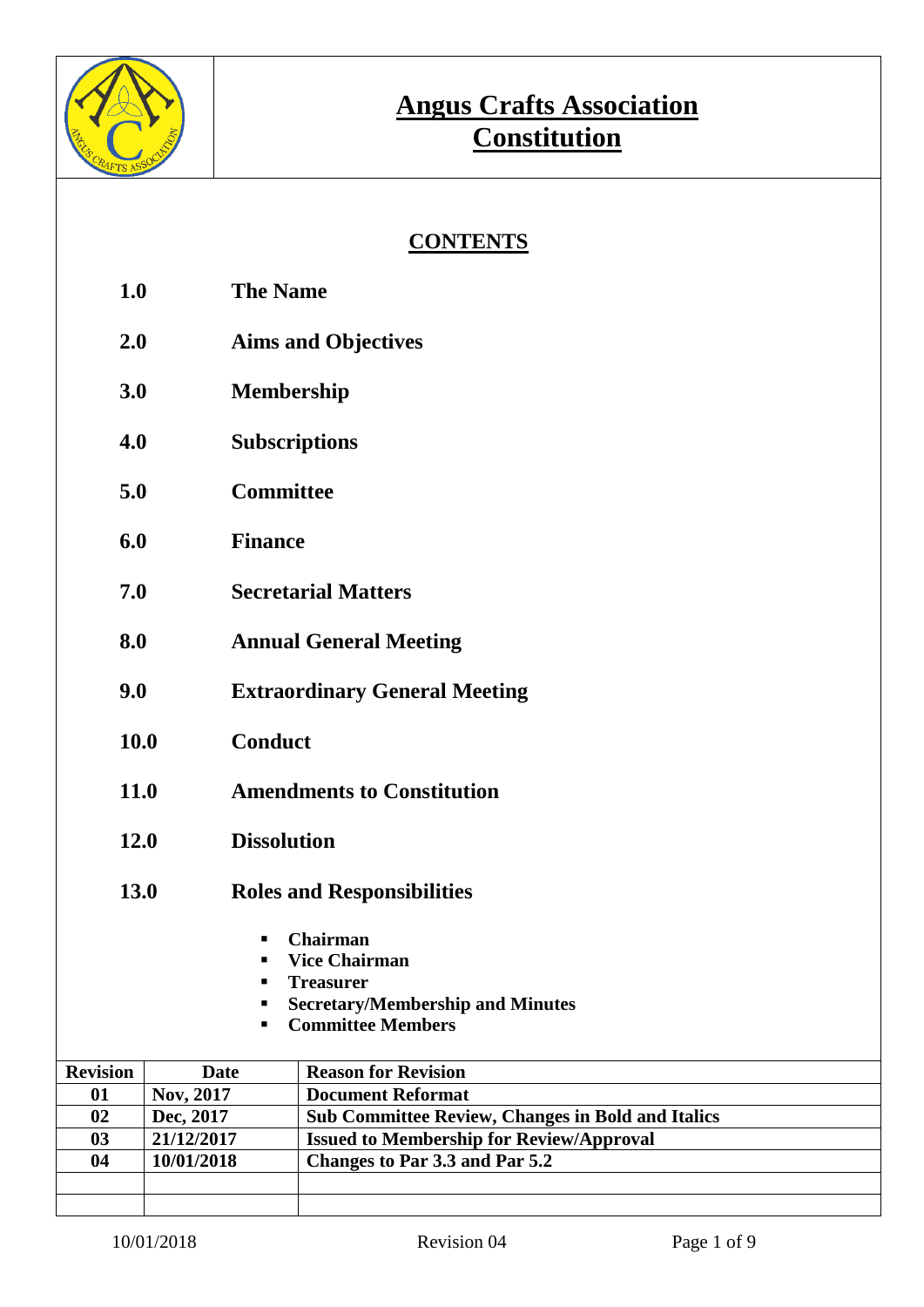# Angus Crafts Association
# Constitution

## CONTENTS

**1.0** **The Name**

**2.0** **Aims and Objectives**

**3.0** **Membership**

**4.0** **Subscriptions**

**5.0** **Committee**

**6.0** **Finance**

**7.0** **Secretarial Matters**

**8.0** **Annual General Meeting**

**9.0** **Extraordinary General Meeting**

**10.0** **Conduct**

**11.0** **Amendments to Constitution**

**12.0** **Dissolution**

**13.0** **Roles and Responsibilities**

- **Chairman**
- **Vice Chairman**
- **Treasurer**
- **Secretary/Membership and Minutes**
- **Committee Members**

| Revision | Date | Reason for Revision |
|---|---|---|
| 01 | Nov, 2017 | Document Reformat |
| 02 | Dec, 2017 | Sub Committee Review, Changes in Bold and Italics |
| 03 | 21/12/2017 | Issued to Membership for Review/Approval |
| 04 | 10/01/2018 | Changes to Par 3.3 and Par 5.2 |
| | | |
| | | |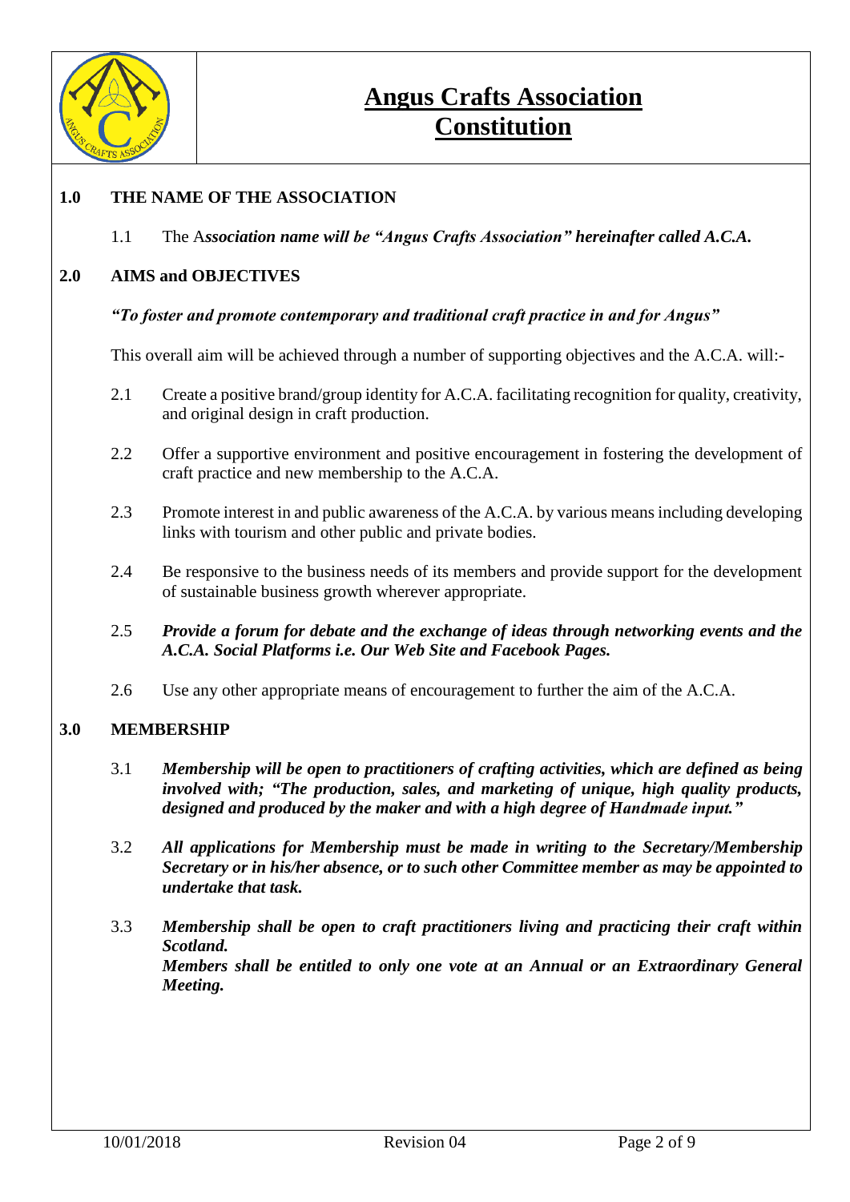# Angus Crafts Association Constitution

## 1.0 THE NAME OF THE ASSOCIATION

1.1 The A***ssociation name will be "Angus Crafts Association" hereinafter called A.C.A.***

## 2.0 AIMS and OBJECTIVES

***"To foster and promote contemporary and traditional craft practice in and for Angus"***

This overall aim will be achieved through a number of supporting objectives and the A.C.A. will:-

2.1 Create a positive brand/group identity for A.C.A. facilitating recognition for quality, creativity, and original design in craft production.

2.2 Offer a supportive environment and positive encouragement in fostering the development of craft practice and new membership to the A.C.A.

2.3 Promote interest in and public awareness of the A.C.A. by various means including developing links with tourism and other public and private bodies.

2.4 Be responsive to the business needs of its members and provide support for the development of sustainable business growth wherever appropriate.

2.5 ***Provide a forum for debate and the exchange of ideas through networking events and the A.C.A. Social Platforms i.e. Our Web Site and Facebook Pages.***

2.6 Use any other appropriate means of encouragement to further the aim of the A.C.A.

## 3.0 MEMBERSHIP

3.1 ***Membership will be open to practitioners of crafting activities, which are defined as being involved with; "The production, sales, and marketing of unique, high quality products, designed and produced by the maker and with a high degree of Handmade input."***

3.2 ***All applications for Membership must be made in writing to the Secretary/Membership Secretary or in his/her absence, or to such other Committee member as may be appointed to undertake that task.***

3.3 ***Membership shall be open to craft practitioners living and practicing their craft within Scotland.***
***Members shall be entitled to only one vote at an Annual or an Extraordinary General Meeting.***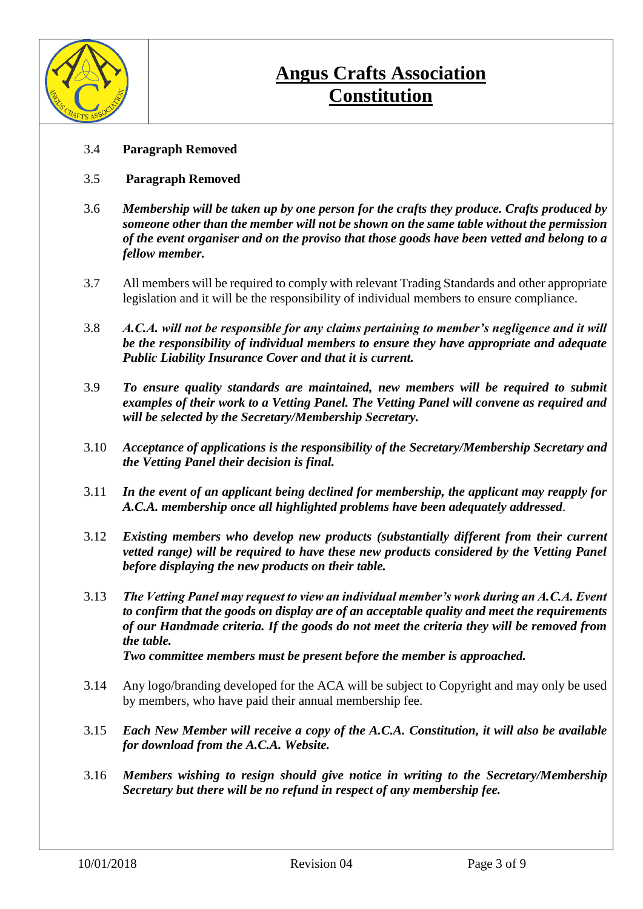3.4 **Paragraph Removed**

3.5 **Paragraph Removed**

3.6 ***Membership will be taken up by one person for the crafts they produce. Crafts produced by someone other than the member will not be shown on the same table without the permission of the event organiser and on the proviso that those goods have been vetted and belong to a fellow member.***

3.7 All members will be required to comply with relevant Trading Standards and other appropriate legislation and it will be the responsibility of individual members to ensure compliance.

3.8 ***A.C.A. will not be responsible for any claims pertaining to member's negligence and it will be the responsibility of individual members to ensure they have appropriate and adequate Public Liability Insurance Cover and that it is current.***

3.9 ***To ensure quality standards are maintained, new members will be required to submit examples of their work to a Vetting Panel. The Vetting Panel will convene as required and will be selected by the Secretary/Membership Secretary.***

3.10 ***Acceptance of applications is the responsibility of the Secretary/Membership Secretary and the Vetting Panel their decision is final.***

3.11 ***In the event of an applicant being declined for membership, the applicant may reapply for A.C.A. membership once all highlighted problems have been adequately addressed***.

3.12 ***Existing members who develop new products (substantially different from their current vetted range) will be required to have these new products considered by the Vetting Panel before displaying the new products on their table.***

3.13 ***The Vetting Panel may request to view an individual member's work during an A.C.A. Event to confirm that the goods on display are of an acceptable quality and meet the requirements of our Handmade criteria. If the goods do not meet the criteria they will be removed from the table.***
***Two committee members must be present before the member is approached.***

3.14 Any logo/branding developed for the ACA will be subject to Copyright and may only be used by members, who have paid their annual membership fee.

3.15 ***Each New Member will receive a copy of the A.C.A. Constitution, it will also be available for download from the A.C.A. Website.***

3.16 ***Members wishing to resign should give notice in writing to the Secretary/Membership Secretary but there will be no refund in respect of any membership fee.***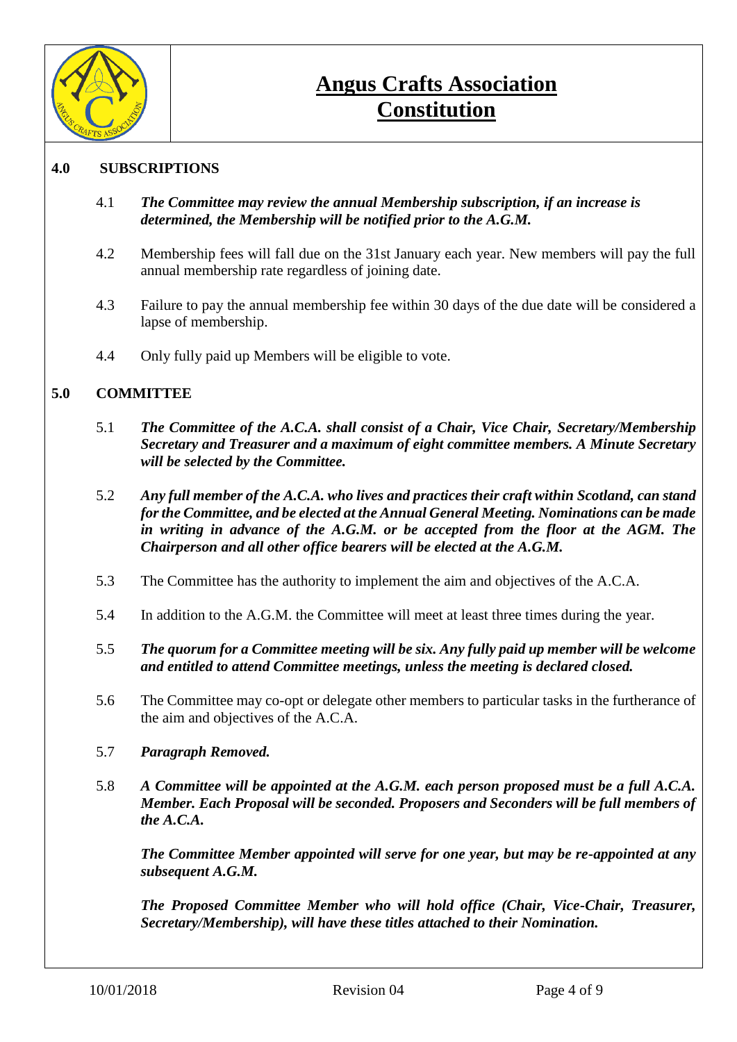## 4.0 SUBSCRIPTIONS

4.1 ***The Committee may review the annual Membership subscription, if an increase is determined, the Membership will be notified prior to the A.G.M.***

4.2 Membership fees will fall due on the 31st January each year. New members will pay the full annual membership rate regardless of joining date.

4.3 Failure to pay the annual membership fee within 30 days of the due date will be considered a lapse of membership.

4.4 Only fully paid up Members will be eligible to vote.

## 5.0 COMMITTEE

5.1 ***The Committee of the A.C.A. shall consist of a Chair, Vice Chair, Secretary/Membership Secretary and Treasurer and a maximum of eight committee members. A Minute Secretary will be selected by the Committee.***

5.2 ***Any full member of the A.C.A. who lives and practices their craft within Scotland, can stand for the Committee, and be elected at the Annual General Meeting. Nominations can be made in writing in advance of the A.G.M. or be accepted from the floor at the AGM. The Chairperson and all other office bearers will be elected at the A.G.M.***

5.3 The Committee has the authority to implement the aim and objectives of the A.C.A.

5.4 In addition to the A.G.M. the Committee will meet at least three times during the year.

5.5 ***The quorum for a Committee meeting will be six. Any fully paid up member will be welcome and entitled to attend Committee meetings, unless the meeting is declared closed.***

5.6 The Committee may co-opt or delegate other members to particular tasks in the furtherance of the aim and objectives of the A.C.A.

5.7 ***Paragraph Removed.***

5.8 ***A Committee will be appointed at the A.G.M. each person proposed must be a full A.C.A. Member. Each Proposal will be seconded. Proposers and Seconders will be full members of the A.C.A.***

***The Committee Member appointed will serve for one year, but may be re-appointed at any subsequent A.G.M.***

***The Proposed Committee Member who will hold office (Chair, Vice-Chair, Treasurer, Secretary/Membership), will have these titles attached to their Nomination.***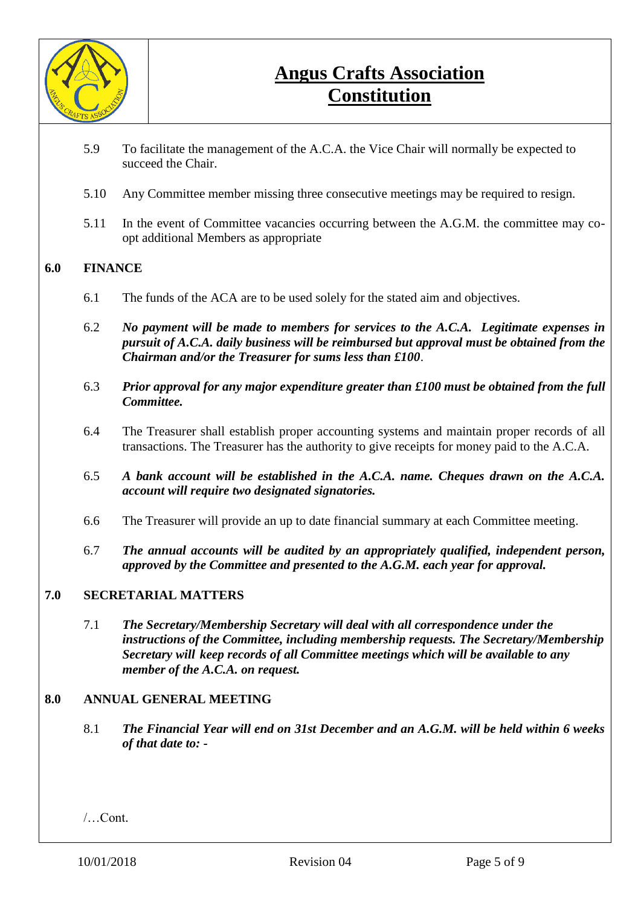5.9 To facilitate the management of the A.C.A. the Vice Chair will normally be expected to succeed the Chair.

5.10 Any Committee member missing three consecutive meetings may be required to resign.

5.11 In the event of Committee vacancies occurring between the A.G.M. the committee may co-opt additional Members as appropriate

## 6.0 FINANCE

6.1 The funds of the ACA are to be used solely for the stated aim and objectives.

6.2 ***No payment will be made to members for services to the A.C.A. Legitimate expenses in pursuit of A.C.A. daily business will be reimbursed but approval must be obtained from the Chairman and/or the Treasurer for sums less than £100***.

6.3 ***Prior approval for any major expenditure greater than £100 must be obtained from the full Committee.***

6.4 The Treasurer shall establish proper accounting systems and maintain proper records of all transactions. The Treasurer has the authority to give receipts for money paid to the A.C.A.

6.5 ***A bank account will be established in the A.C.A. name. Cheques drawn on the A.C.A. account will require two designated signatories.***

6.6 The Treasurer will provide an up to date financial summary at each Committee meeting.

6.7 ***The annual accounts will be audited by an appropriately qualified, independent person, approved by the Committee and presented to the A.G.M. each year for approval.***

## 7.0 SECRETARIAL MATTERS

7.1 ***The Secretary/Membership Secretary will deal with all correspondence under the instructions of the Committee, including membership requests. The Secretary/Membership Secretary will keep records of all Committee meetings which will be available to any member of the A.C.A. on request.***

## 8.0 ANNUAL GENERAL MEETING

8.1 ***The Financial Year will end on 31st December and an A.G.M. will be held within 6 weeks of that date to: -***

/…Cont.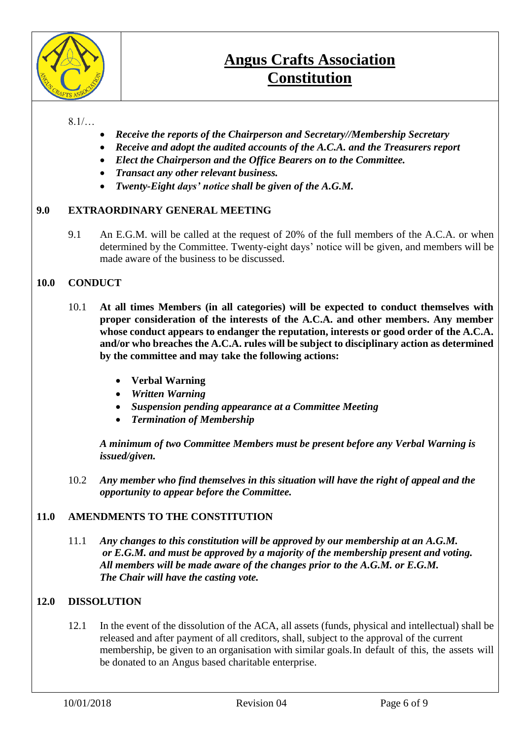8.1/…

- ***Receive the reports of the Chairperson and Secretary//Membership Secretary***
- ***Receive and adopt the audited accounts of the A.C.A. and the Treasurers report***
- ***Elect the Chairperson and the Office Bearers on to the Committee.***
- ***Transact any other relevant business.***
- ***Twenty-Eight days' notice shall be given of the A.G.M.***

## 9.0 EXTRAORDINARY GENERAL MEETING

9.1 An E.G.M. will be called at the request of 20% of the full members of the A.C.A. or when determined by the Committee. Twenty-eight days' notice will be given, and members will be made aware of the business to be discussed.

## 10.0 CONDUCT

10.1 **At all times Members (in all categories) will be expected to conduct themselves with proper consideration of the interests of the A.C.A. and other members. Any member whose conduct appears to endanger the reputation, interests or good order of the A.C.A. and/or who breaches the A.C.A. rules will be subject to disciplinary action as determined by the committee and may take the following actions:**

- **Verbal Warning**
- ***Written Warning***
- ***Suspension pending appearance at a Committee Meeting***
- ***Termination of Membership***

***A minimum of two Committee Members must be present before any Verbal Warning is issued/given.***

10.2 ***Any member who find themselves in this situation will have the right of appeal and the opportunity to appear before the Committee.***

## 11.0 AMENDMENTS TO THE CONSTITUTION

11.1 ***Any changes to this constitution will be approved by our membership at an A.G.M. or E.G.M. and must be approved by a majority of the membership present and voting. All members will be made aware of the changes prior to the A.G.M. or E.G.M. The Chair will have the casting vote.***

## 12.0 DISSOLUTION

12.1 In the event of the dissolution of the ACA, all assets (funds, physical and intellectual) shall be released and after payment of all creditors, shall, subject to the approval of the current membership, be given to an organisation with similar goals. In default of this, the assets will be donated to an Angus based charitable enterprise.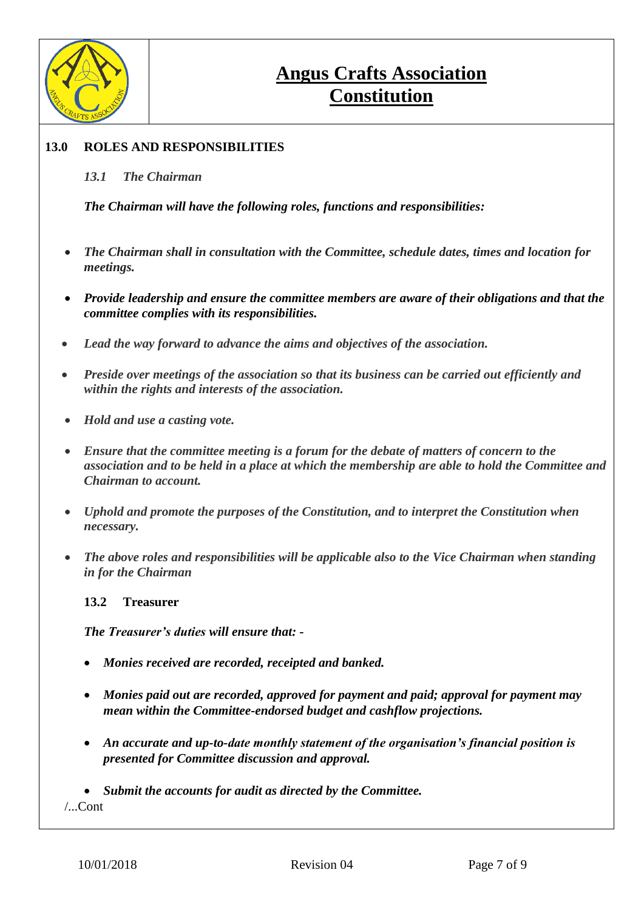# Angus Crafts Association Constitution

## 13.0 ROLES AND RESPONSIBILITIES

### *13.1 The Chairman*

***The Chairman will have the following roles, functions and responsibilities:***

- ***The Chairman shall in consultation with the Committee, schedule dates, times and location for meetings.***
- ***Provide leadership and ensure the committee members are aware of their obligations and that the committee complies with its responsibilities.***
- ***Lead the way forward to advance the aims and objectives of the association.***
- ***Preside over meetings of the association so that its business can be carried out efficiently and within the rights and interests of the association.***
- ***Hold and use a casting vote.***
- ***Ensure that the committee meeting is a forum for the debate of matters of concern to the association and to be held in a place at which the membership are able to hold the Committee and Chairman to account.***
- ***Uphold and promote the purposes of the Constitution, and to interpret the Constitution when necessary.***
- ***The above roles and responsibilities will be applicable also to the Vice Chairman when standing in for the Chairman***

### 13.2 Treasurer

***The Treasurer's duties will ensure that: -***

- ***Monies received are recorded, receipted and banked.***
- ***Monies paid out are recorded, approved for payment and paid; approval for payment may mean within the Committee-endorsed budget and cashflow projections.***
- ***An accurate and up-to-date monthly statement of the organisation's financial position is presented for Committee discussion and approval.***
- ***Submit the accounts for audit as directed by the Committee.***

/...Cont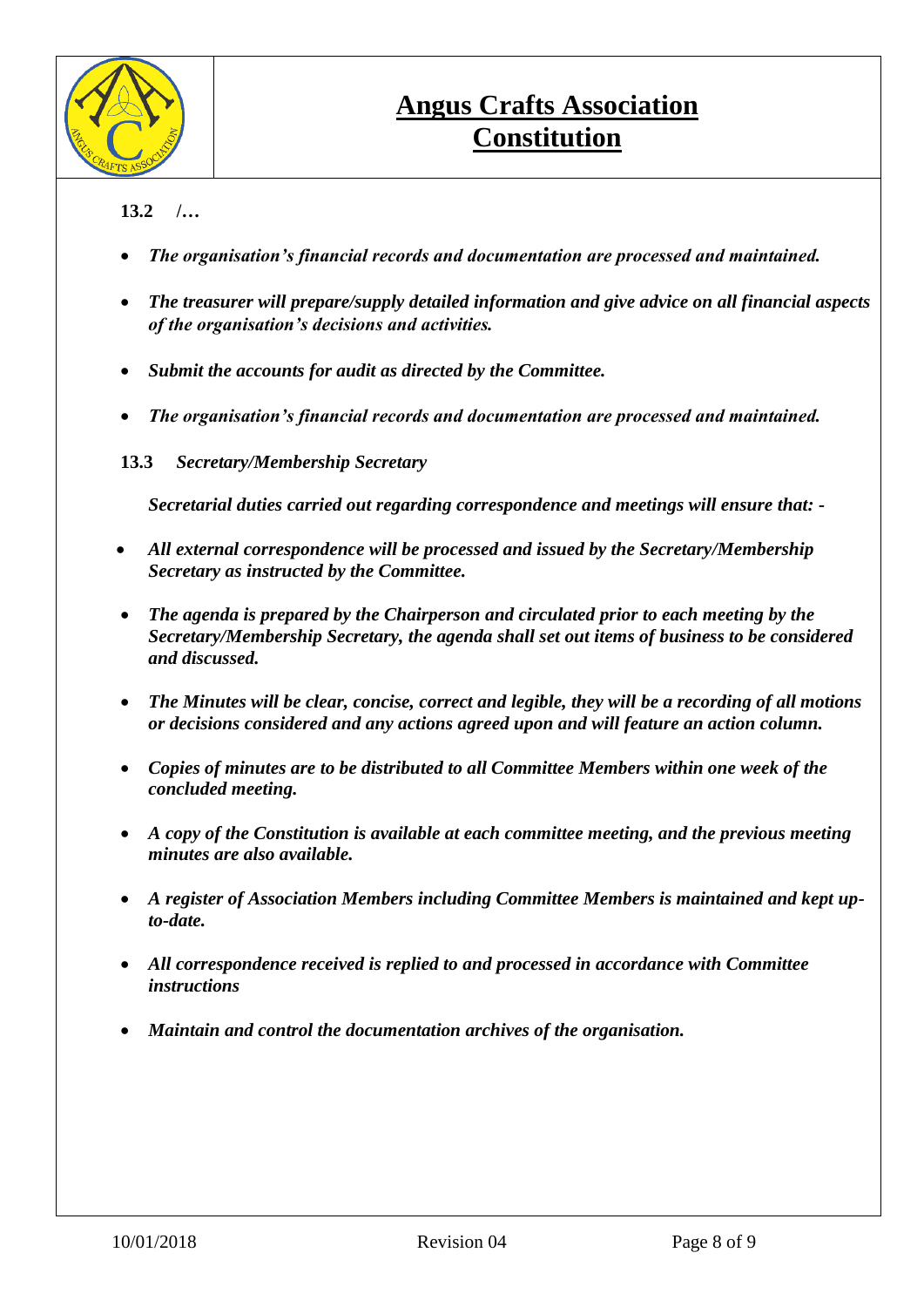**13.2 /…**

- ***The organisation's financial records and documentation are processed and maintained.***
- ***The treasurer will prepare/supply detailed information and give advice on all financial aspects of the organisation's decisions and activities.***
- ***Submit the accounts for audit as directed by the Committee.***
- ***The organisation's financial records and documentation are processed and maintained.***

**13.3** ***Secretary/Membership Secretary***

***Secretarial duties carried out regarding correspondence and meetings will ensure that: -***

- ***All external correspondence will be processed and issued by the Secretary/Membership Secretary as instructed by the Committee.***
- ***The agenda is prepared by the Chairperson and circulated prior to each meeting by the Secretary/Membership Secretary, the agenda shall set out items of business to be considered and discussed.***
- ***The Minutes will be clear, concise, correct and legible, they will be a recording of all motions or decisions considered and any actions agreed upon and will feature an action column.***
- ***Copies of minutes are to be distributed to all Committee Members within one week of the concluded meeting.***
- ***A copy of the Constitution is available at each committee meeting, and the previous meeting minutes are also available.***
- ***A register of Association Members including Committee Members is maintained and kept up-to-date.***
- ***All correspondence received is replied to and processed in accordance with Committee instructions***
- ***Maintain and control the documentation archives of the organisation.***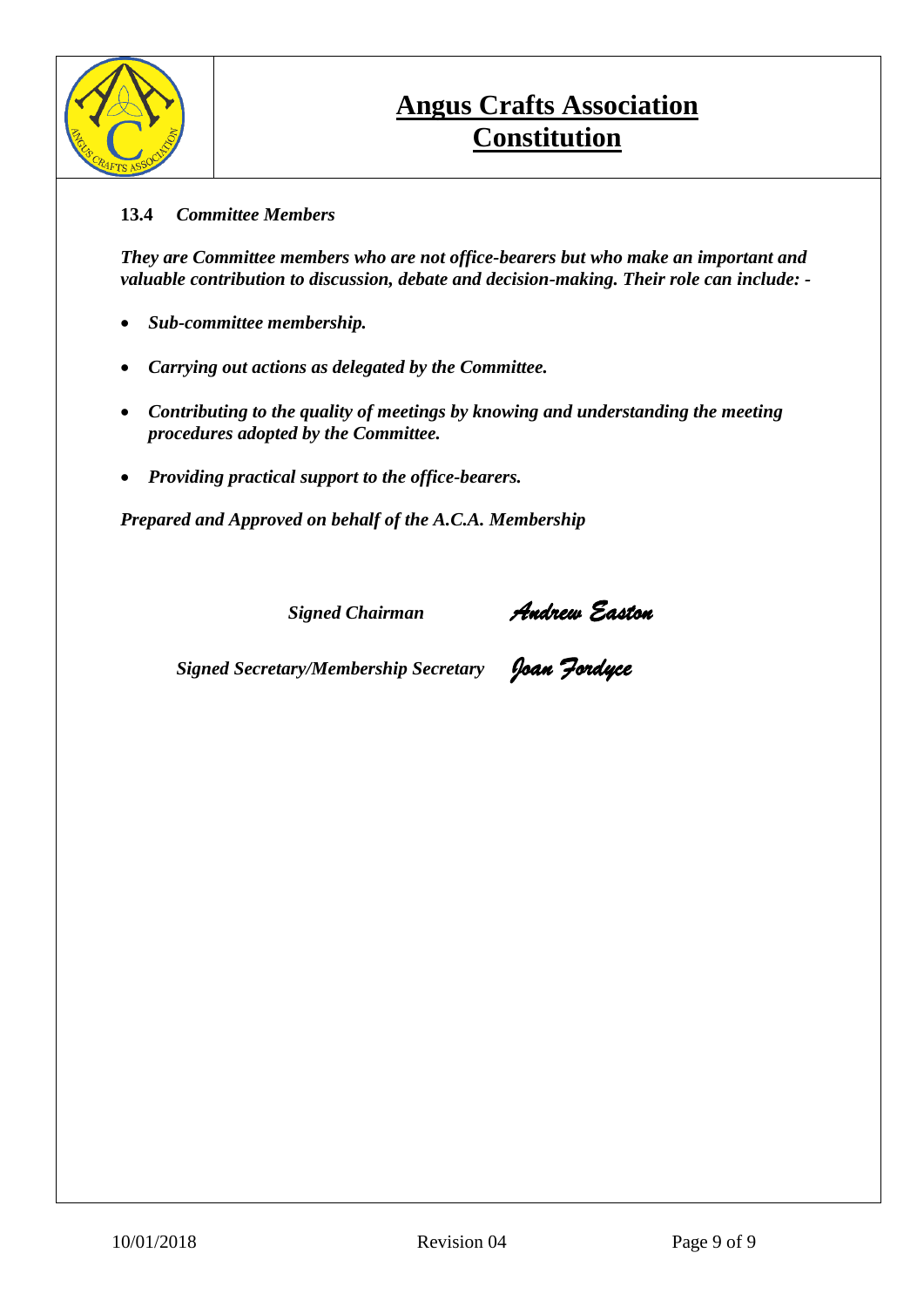**13.4** ***Committee Members***

***They are Committee members who are not office-bearers but who make an important and valuable contribution to discussion, debate and decision-making. Their role can include: -***

- ***Sub-committee membership.***
- ***Carrying out actions as delegated by the Committee.***
- ***Contributing to the quality of meetings by knowing and understanding the meeting procedures adopted by the Committee.***
- ***Providing practical support to the office-bearers.***

***Prepared and Approved on behalf of the A.C.A. Membership***

***Signed Chairman*** *Andrew Easton*

***Signed Secretary/Membership Secretary*** *Joan Fordyce*